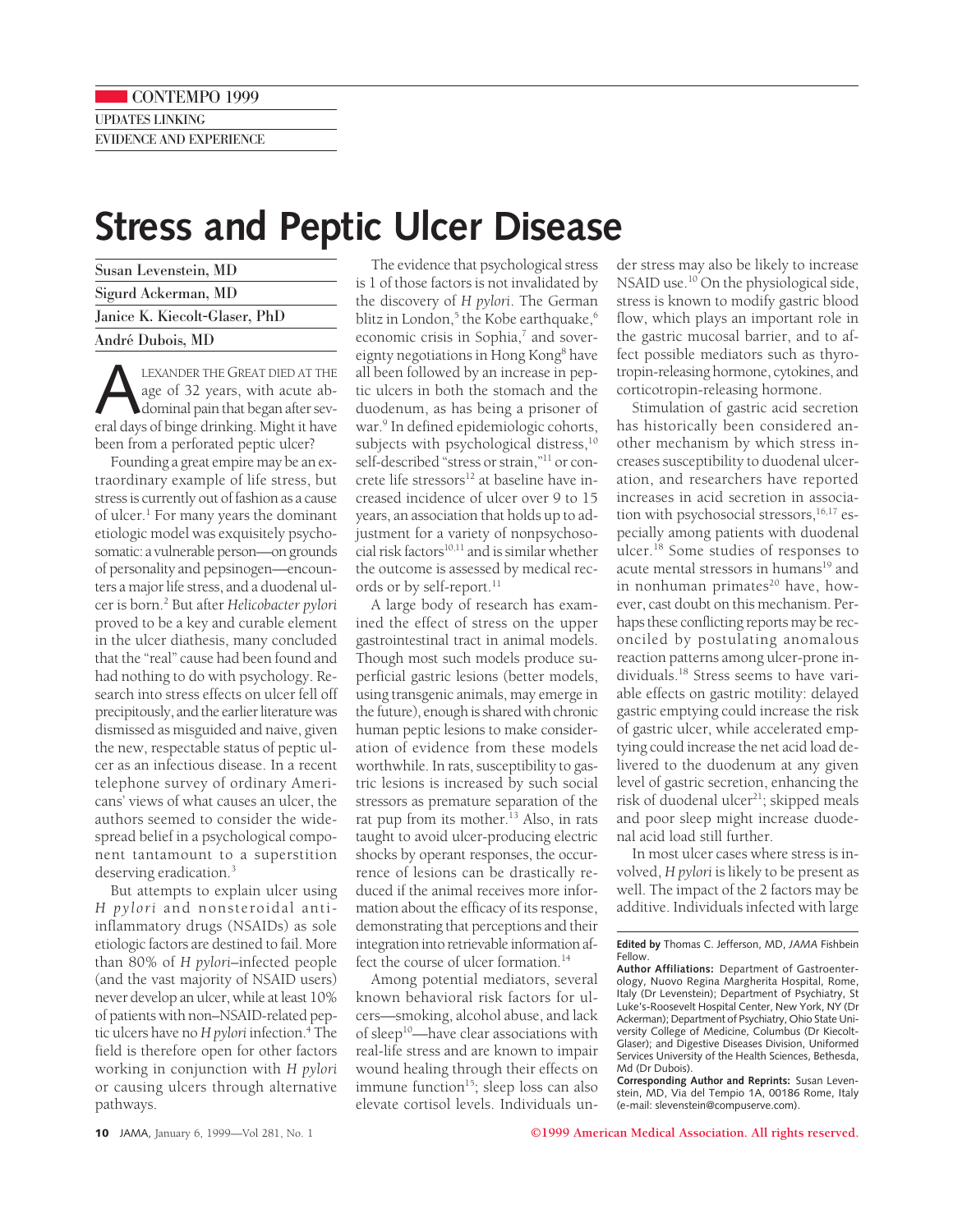CONTEMPO 1999

UPDATES LINKING EVIDENCE AND EXPERIENCE

# Stress and Peptic Ulcer Disease

Susan Levenstein, MD

Sigurd Ackerman, MD

Janice K. Kiecolt-Glaser, PhD

André Dubois, MD

Alexander the Great died at the age of 32 years, with acute abdominal pain that began after several days of binge drinking. Might it have been from a perforated peptic ulcer?

Founding a great empire may be an extraordinary example of life stress, but stress is currently out of fashion as a cause of ulcer.[1] For many years the dominant etiologic model was exquisitely psychosomatic: a vulnerable person—on grounds of personality and pepsinogen—encounters a major life stress, and a duodenal ulcer is born.[2] But after *Helicobacter pylori* proved to be a key and curable element in the ulcer diathesis, many concluded that the "real" cause had been found and had nothing to do with psychology. Research into stress effects on ulcer fell off precipitously, and the earlier literature was dismissed as misguided and naive, given the new, respectable status of peptic ulcer as an infectious disease. In a recent telephone survey of ordinary Americans' views of what causes an ulcer, the authors seemed to consider the widespread belief in a psychological component tantamount to a superstition deserving eradication.[3]

But attempts to explain ulcer using *H pylori* and nonsteroidal anti-inflammatory drugs (NSAIDs) as sole etiologic factors are destined to fail. More than 80% of *H pylori*–infected people (and the vast majority of NSAID users) never develop an ulcer, while at least 10% of patients with non–NSAID-related peptic ulcers have no *H pylori* infection.[4] The field is therefore open for other factors working in conjunction with *H pylori* or causing ulcers through alternative pathways.

The evidence that psychological stress is 1 of those factors is not invalidated by the discovery of *H pylori*. The German blitz in London,[5] the Kobe earthquake,[6] economic crisis in Sophia,[7] and sovereignty negotiations in Hong Kong[8] have all been followed by an increase in peptic ulcers in both the stomach and the duodenum, as has being a prisoner of war.[9] In defined epidemiologic cohorts, subjects with psychological distress,[10] self-described "stress or strain,"[11] or concrete life stressors[12] at baseline have increased incidence of ulcer over 9 to 15 years, an association that holds up to adjustment for a variety of nonpsychosocial risk factors[10,11] and is similar whether the outcome is assessed by medical records or by self-report.[11]

A large body of research has examined the effect of stress on the upper gastrointestinal tract in animal models. Though most such models produce superficial gastric lesions (better models, using transgenic animals, may emerge in the future), enough is shared with chronic human peptic lesions to make consideration of evidence from these models worthwhile. In rats, susceptibility to gastric lesions is increased by such social stressors as premature separation of the rat pup from its mother.[13] Also, in rats taught to avoid ulcer-producing electric shocks by operant responses, the occurrence of lesions can be drastically reduced if the animal receives more information about the efficacy of its response, demonstrating that perceptions and their integration into retrievable information affect the course of ulcer formation.[14]

Among potential mediators, several known behavioral risk factors for ulcers—smoking, alcohol abuse, and lack of sleep[10]—have clear associations with real-life stress and are known to impair wound healing through their effects on immune function[15]; sleep loss can also elevate cortisol levels. Individuals under stress may also be likely to increase NSAID use.[10] On the physiological side, stress is known to modify gastric blood flow, which plays an important role in the gastric mucosal barrier, and to affect possible mediators such as thyrotropin-releasing hormone, cytokines, and corticotropin-releasing hormone.

Stimulation of gastric acid secretion has historically been considered another mechanism by which stress increases susceptibility to duodenal ulceration, and researchers have reported increases in acid secretion in association with psychosocial stressors,[16,17] especially among patients with duodenal ulcer.[18] Some studies of responses to acute mental stressors in humans[19] and in nonhuman primates[20] have, however, cast doubt on this mechanism. Perhaps these conflicting reports may be reconciled by postulating anomalous reaction patterns among ulcer-prone individuals.[18] Stress seems to have variable effects on gastric motility: delayed gastric emptying could increase the risk of gastric ulcer, while accelerated emptying could increase the net acid load delivered to the duodenum at any given level of gastric secretion, enhancing the risk of duodenal ulcer[21]; skipped meals and poor sleep might increase duodenal acid load still further.

In most ulcer cases where stress is involved, *H pylori* is likely to be present as well. The impact of the 2 factors may be additive. Individuals infected with large

**Edited by** Thomas C. Jefferson, MD, *JAMA* Fishbein Fellow.

**Author Affiliations:** Department of Gastroenterology, Nuovo Regina Margherita Hospital, Rome, Italy (Dr Levenstein); Department of Psychiatry, St Luke's-Roosevelt Hospital Center, New York, NY (Dr Ackerman); Department of Psychiatry, Ohio State University College of Medicine, Columbus (Dr Kiecolt-Glaser); and Digestive Diseases Division, Uniformed Services University of the Health Sciences, Bethesda, Md (Dr Dubois).

**Corresponding Author and Reprints:** Susan Levenstein, MD, Via del Tempio 1A, 00186 Rome, Italy (e-mail: slevenstein@compuserve.com).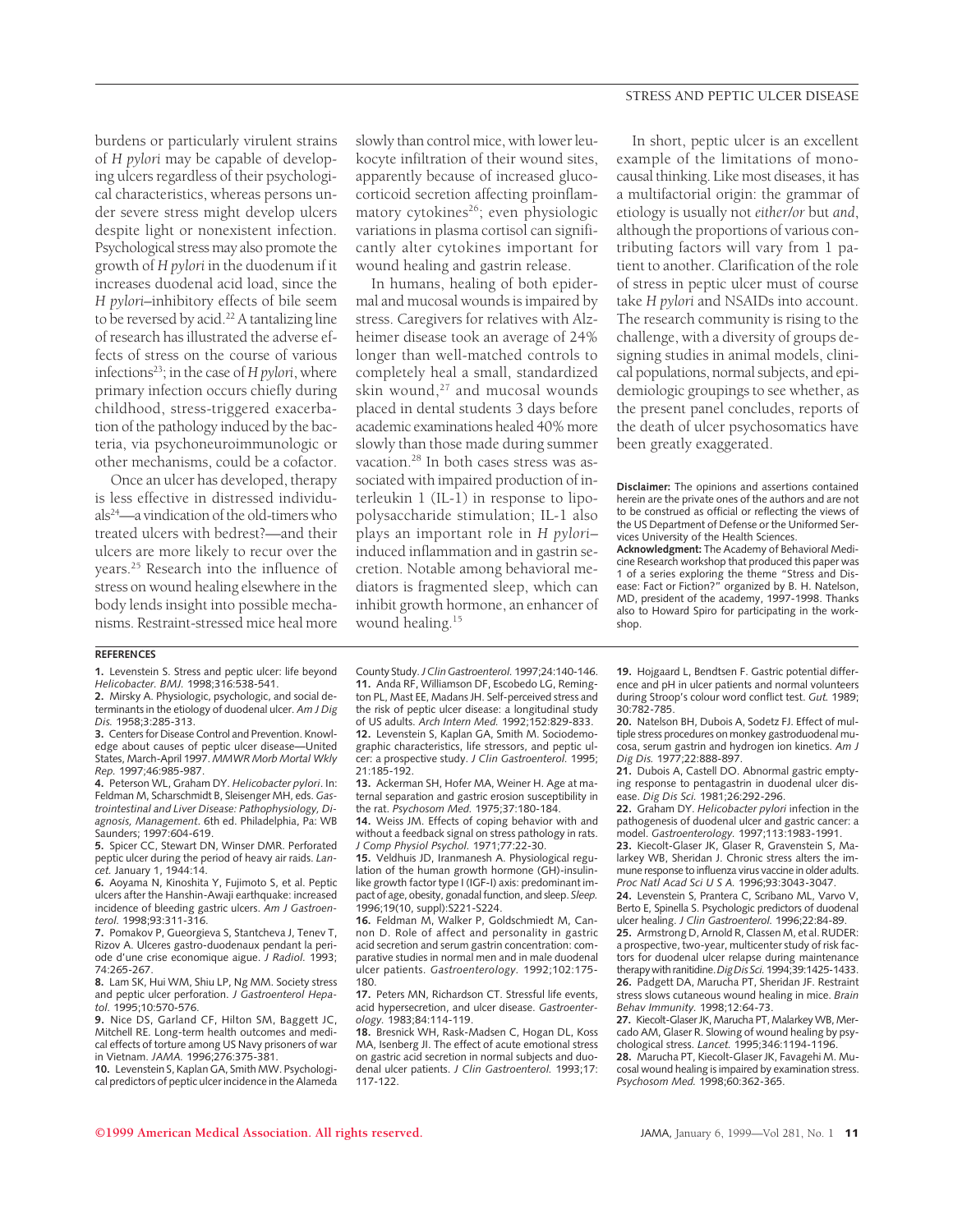burdens or particularly virulent strains of *H pylori* may be capable of developing ulcers regardless of their psychological characteristics, whereas persons under severe stress might develop ulcers despite light or nonexistent infection. Psychological stress may also promote the growth of *H pylori* in the duodenum if it increases duodenal acid load, since the *H pylori*–inhibitory effects of bile seem to be reversed by acid.[22] A tantalizing line of research has illustrated the adverse effects of stress on the course of various infections[23]; in the case of *H pylori*, where primary infection occurs chiefly during childhood, stress-triggered exacerbation of the pathology induced by the bacteria, via psychoneuroimmunologic or other mechanisms, could be a cofactor.

Once an ulcer has developed, therapy is less effective in distressed individuals[24]—a vindication of the old-timers who treated ulcers with bedrest?—and their ulcers are more likely to recur over the years.[25] Research into the influence of stress on wound healing elsewhere in the body lends insight into possible mechanisms. Restraint-stressed mice heal more slowly than control mice, with lower leukocyte infiltration of their wound sites, apparently because of increased glucocorticoid secretion affecting proinflammatory cytokines[26]; even physiologic variations in plasma cortisol can significantly alter cytokines important for wound healing and gastrin release.

In humans, healing of both epidermal and mucosal wounds is impaired by stress. Caregivers for relatives with Alzheimer disease took an average of 24% longer than well-matched controls to completely heal a small, standardized skin wound,[27] and mucosal wounds placed in dental students 3 days before academic examinations healed 40% more slowly than those made during summer vacation.[28] In both cases stress was associated with impaired production of interleukin 1 (IL-1) in response to lipopolysaccharide stimulation; IL-1 also plays an important role in *H pylori*–induced inflammation and in gastrin secretion. Notable among behavioral mediators is fragmented sleep, which can inhibit growth hormone, an enhancer of wound healing.[15]

In short, peptic ulcer is an excellent example of the limitations of monocausal thinking. Like most diseases, it has a multifactorial origin: the grammar of etiology is usually not *either/or* but *and*, although the proportions of various contributing factors will vary from 1 patient to another. Clarification of the role of stress in peptic ulcer must of course take *H pylori* and NSAIDs into account. The research community is rising to the challenge, with a diversity of groups designing studies in animal models, clinical populations, normal subjects, and epidemiologic groupings to see whether, as the present panel concludes, reports of the death of ulcer psychosomatics have been greatly exaggerated.

**Disclaimer:** The opinions and assertions contained herein are the private ones of the authors and are not to be construed as official or reflecting the views of the US Department of Defense or the Uniformed Services University of the Health Sciences.

**Acknowledgment:** The Academy of Behavioral Medicine Research workshop that produced this paper was 1 of a series exploring the theme "Stress and Disease: Fact or Fiction?" organized by B. H. Natelson, MD, president of the academy, 1997-1998. Thanks also to Howard Spiro for participating in the workshop.

## REFERENCES

1. Levenstein S. Stress and peptic ulcer: life beyond *Helicobacter*. *BMJ.* 1998;316:538-541.
2. Mirsky A. Physiologic, psychologic, and social determinants in the etiology of duodenal ulcer. *Am J Dig Dis.* 1958;3:285-313.
3. Centers for Disease Control and Prevention. Knowledge about causes of peptic ulcer disease—United States, March-April 1997. *MMWR Morb Mortal Wkly Rep.* 1997;46:985-987.
4. Peterson WL, Graham DY. *Helicobacter pylori*. In: Feldman M, Scharschmidt B, Sleisenger MH, eds. *Gastrointestinal and Liver Disease: Pathophysiology, Diagnosis, Management.* 6th ed. Philadelphia, Pa: WB Saunders; 1997:604-619.
5. Spicer CC, Stewart DN, Winser DMR. Perforated peptic ulcer during the period of heavy air raids. *Lancet.* January 1, 1944:14.
6. Aoyama N, Kinoshita Y, Fujimoto S, et al. Peptic ulcers after the Hanshin-Awaji earthquake: increased incidence of bleeding gastric ulcers. *Am J Gastroenterol.* 1998;93:311-316.
7. Pomakov P, Gueorgieva S, Stantcheva J, Tenev T, Rizov A. Ulceres gastro-duodenaux pendant la periode d'une crise economique aigue. *J Radiol.* 1993;74:265-267.
8. Lam SK, Hui WM, Shiu LP, Ng MM. Society stress and peptic ulcer perforation. *J Gastroenterol Hepatol.* 1995;10:570-576.
9. Nice DS, Garland CF, Hilton SM, Baggett JC, Mitchell RE. Long-term health outcomes and medical effects of torture among US Navy prisoners of war in Vietnam. *JAMA.* 1996;276:375-381.
10. Levenstein S, Kaplan GA, Smith MW. Psychological predictors of peptic ulcer incidence in the Alameda County Study. *J Clin Gastroenterol.* 1997;24:140-146.
11. Anda RF, Williamson DF, Escobedo LG, Remington PL, Mast EE, Madans JH. Self-perceived stress and the risk of peptic ulcer disease: a longitudinal study of US adults. *Arch Intern Med.* 1992;152:829-833.
12. Levenstein S, Kaplan GA, Smith M. Sociodemographic characteristics, life stressors, and peptic ulcer: a prospective study. *J Clin Gastroenterol.* 1995;21:185-192.
13. Ackerman SH, Hofer MA, Weiner H. Age at maternal separation and gastric erosion susceptibility in the rat. *Psychosom Med.* 1975;37:180-184.
14. Weiss JM. Effects of coping behavior with and without a feedback signal on stress pathology in rats. *J Comp Physiol Psychol.* 1971;77:22-30.
15. Veldhuis JD, Iranmanesh A. Physiological regulation of the human growth hormone (GH)-insulin-like growth factor type I (IGF-I) axis: predominant impact of age, obesity, gonadal function, and sleep. *Sleep.* 1996;19(10, suppl):S221-S224.
16. Feldman M, Walker P, Goldschmiedt M, Cannon D. Role of affect and personality in gastric acid secretion and serum gastrin concentration: comparative studies in normal men and in male duodenal ulcer patients. *Gastroenterology.* 1992;102:175-180.
17. Peters MN, Richardson CT. Stressful life events, acid hypersecretion, and ulcer disease. *Gastroenterology.* 1983;84:114-119.
18. Bresnick WH, Rask-Madsen C, Hogan DL, Koss MA, Isenberg JI. The effect of acute emotional stress on gastric acid secretion in normal subjects and duodenal ulcer patients. *J Clin Gastroenterol.* 1993;17:117-122.
19. Hojgaard L, Bendtsen F. Gastric potential difference and pH in ulcer patients and normal volunteers during Stroop's colour word conflict test. *Gut.* 1989;30:782-785.
20. Natelson BH, Dubois A, Sodetz FJ. Effect of multiple stress procedures on monkey gastroduodenal mucosa, serum gastrin and hydrogen ion kinetics. *Am J Dig Dis.* 1977;22:888-897.
21. Dubois A, Castell DO. Abnormal gastric emptying response to pentagastrin in duodenal ulcer disease. *Dig Dis Sci.* 1981;26:292-296.
22. Graham DY. *Helicobacter pylori* infection in the pathogenesis of duodenal ulcer and gastric cancer: a model. *Gastroenterology.* 1997;113:1983-1991.
23. Kiecolt-Glaser JK, Glaser R, Gravenstein S, Malarkey WB, Sheridan J. Chronic stress alters the immune response to influenza virus vaccine in older adults. *Proc Natl Acad Sci U S A.* 1996;93:3043-3047.
24. Levenstein S, Prantera C, Scribano ML, Varvo V, Berto E, Spinella S. Psychologic predictors of duodenal ulcer healing. *J Clin Gastroenterol.* 1996;22:84-89.
25. Armstrong D, Arnold R, Classen M, et al. RUDER: a prospective, two-year, multicenter study of risk factors for duodenal ulcer relapse during maintenance therapy with ranitidine. *Dig Dis Sci.* 1994;39:1425-1433.
26. Padgett DA, Marucha PT, Sheridan JF. Restraint stress slows cutaneous wound healing in mice. *Brain Behav Immunity.* 1998;12:64-73.
27. Kiecolt-Glaser JK, Marucha PT, Malarkey WB, Mercado AM, Glaser R. Slowing of wound healing by psychological stress. *Lancet.* 1995;346:1194-1196.
28. Marucha PT, Kiecolt-Glaser JK, Favagehi M. Mucosal wound healing is impaired by examination stress. *Psychosom Med.* 1998;60:362-365.